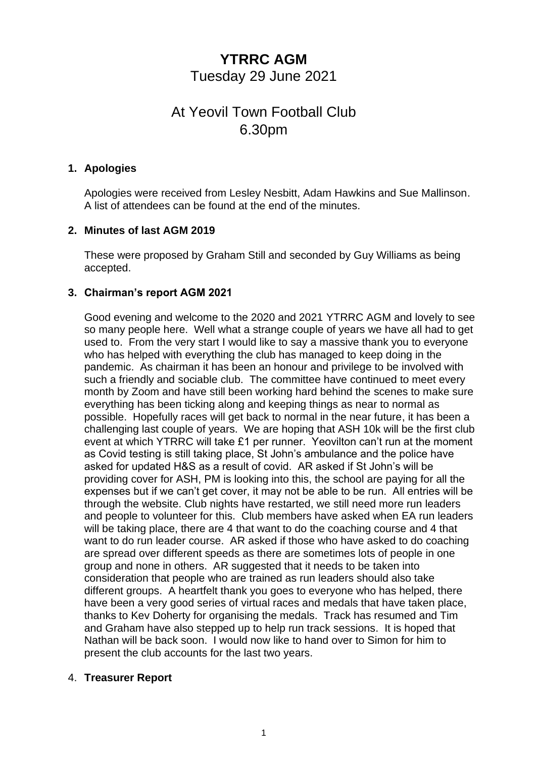# YTRRC AGM

Tuesday 29 June 2021

At Yeovil Town Football Club
6.30pm

1. **Apologies**

   Apologies were received from Lesley Nesbitt, Adam Hawkins and Sue Mallinson. A list of attendees can be found at the end of the minutes.

2. **Minutes of last AGM 2019**

   These were proposed by Graham Still and seconded by Guy Williams as being accepted.

3. **Chairman's report AGM 2021**

   Good evening and welcome to the 2020 and 2021 YTRRC AGM and lovely to see so many people here. Well what a strange couple of years we have all had to get used to. From the very start I would like to say a massive thank you to everyone who has helped with everything the club has managed to keep doing in the pandemic. As chairman it has been an honour and privilege to be involved with such a friendly and sociable club. The committee have continued to meet every month by Zoom and have still been working hard behind the scenes to make sure everything has been ticking along and keeping things as near to normal as possible. Hopefully races will get back to normal in the near future, it has been a challenging last couple of years. We are hoping that ASH 10k will be the first club event at which YTRRC will take £1 per runner. Yeovilton can't run at the moment as Covid testing is still taking place, St John's ambulance and the police have asked for updated H&S as a result of covid. AR asked if St John's will be providing cover for ASH, PM is looking into this, the school are paying for all the expenses but if we can't get cover, it may not be able to be run. All entries will be through the website. Club nights have restarted, we still need more run leaders and people to volunteer for this. Club members have asked when EA run leaders will be taking place, there are 4 that want to do the coaching course and 4 that want to do run leader course. AR asked if those who have asked to do coaching are spread over different speeds as there are sometimes lots of people in one group and none in others. AR suggested that it needs to be taken into consideration that people who are trained as run leaders should also take different groups. A heartfelt thank you goes to everyone who has helped, there have been a very good series of virtual races and medals that have taken place, thanks to Kev Doherty for organising the medals. Track has resumed and Tim and Graham have also stepped up to help run track sessions. It is hoped that Nathan will be back soon. I would now like to hand over to Simon for him to present the club accounts for the last two years.

4. **Treasurer Report**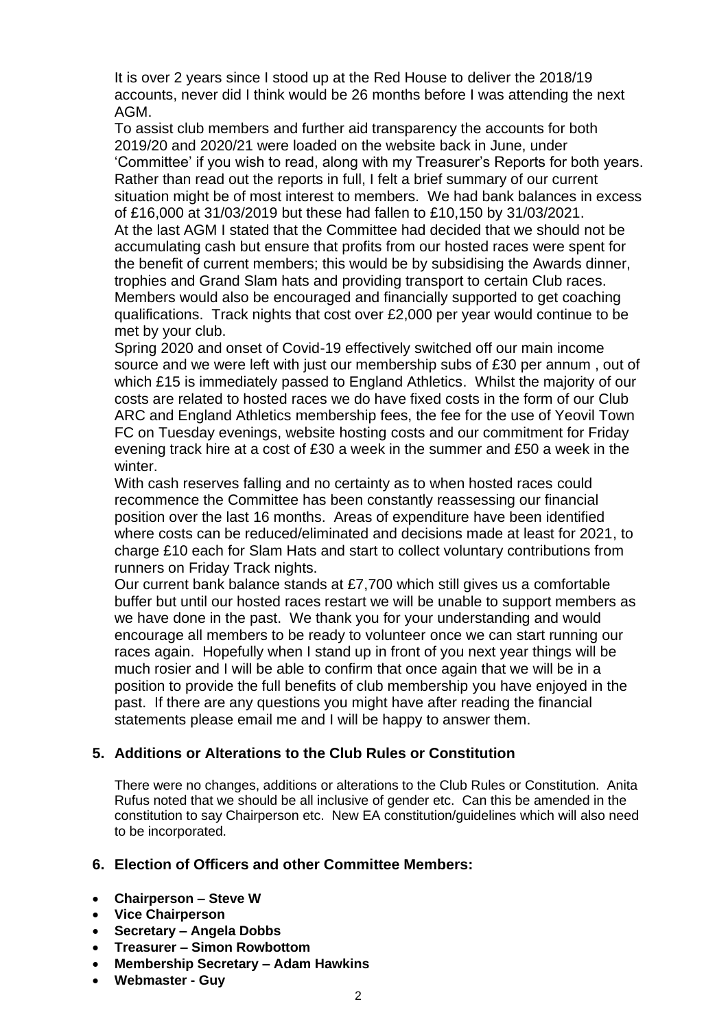It is over 2 years since I stood up at the Red House to deliver the 2018/19 accounts, never did I think would be 26 months before I was attending the next AGM.

To assist club members and further aid transparency the accounts for both 2019/20 and 2020/21 were loaded on the website back in June, under 'Committee' if you wish to read, along with my Treasurer's Reports for both years. Rather than read out the reports in full, I felt a brief summary of our current situation might be of most interest to members. We had bank balances in excess of £16,000 at 31/03/2019 but these had fallen to £10,150 by 31/03/2021.

At the last AGM I stated that the Committee had decided that we should not be accumulating cash but ensure that profits from our hosted races were spent for the benefit of current members; this would be by subsidising the Awards dinner, trophies and Grand Slam hats and providing transport to certain Club races. Members would also be encouraged and financially supported to get coaching qualifications. Track nights that cost over £2,000 per year would continue to be met by your club.

Spring 2020 and onset of Covid-19 effectively switched off our main income source and we were left with just our membership subs of £30 per annum , out of which £15 is immediately passed to England Athletics. Whilst the majority of our costs are related to hosted races we do have fixed costs in the form of our Club ARC and England Athletics membership fees, the fee for the use of Yeovil Town FC on Tuesday evenings, website hosting costs and our commitment for Friday evening track hire at a cost of £30 a week in the summer and £50 a week in the winter.

With cash reserves falling and no certainty as to when hosted races could recommence the Committee has been constantly reassessing our financial position over the last 16 months. Areas of expenditure have been identified where costs can be reduced/eliminated and decisions made at least for 2021, to charge £10 each for Slam Hats and start to collect voluntary contributions from runners on Friday Track nights.

Our current bank balance stands at £7,700 which still gives us a comfortable buffer but until our hosted races restart we will be unable to support members as we have done in the past. We thank you for your understanding and would encourage all members to be ready to volunteer once we can start running our races again. Hopefully when I stand up in front of you next year things will be much rosier and I will be able to confirm that once again that we will be in a position to provide the full benefits of club membership you have enjoyed in the past. If there are any questions you might have after reading the financial statements please email me and I will be happy to answer them.

## 5. Additions or Alterations to the Club Rules or Constitution

There were no changes, additions or alterations to the Club Rules or Constitution. Anita Rufus noted that we should be all inclusive of gender etc. Can this be amended in the constitution to say Chairperson etc. New EA constitution/guidelines which will also need to be incorporated.

## 6. Election of Officers and other Committee Members:

- **Chairperson – Steve W**
- **Vice Chairperson**
- **Secretary – Angela Dobbs**
- **Treasurer – Simon Rowbottom**
- **Membership Secretary – Adam Hawkins**
- **Webmaster - Guy**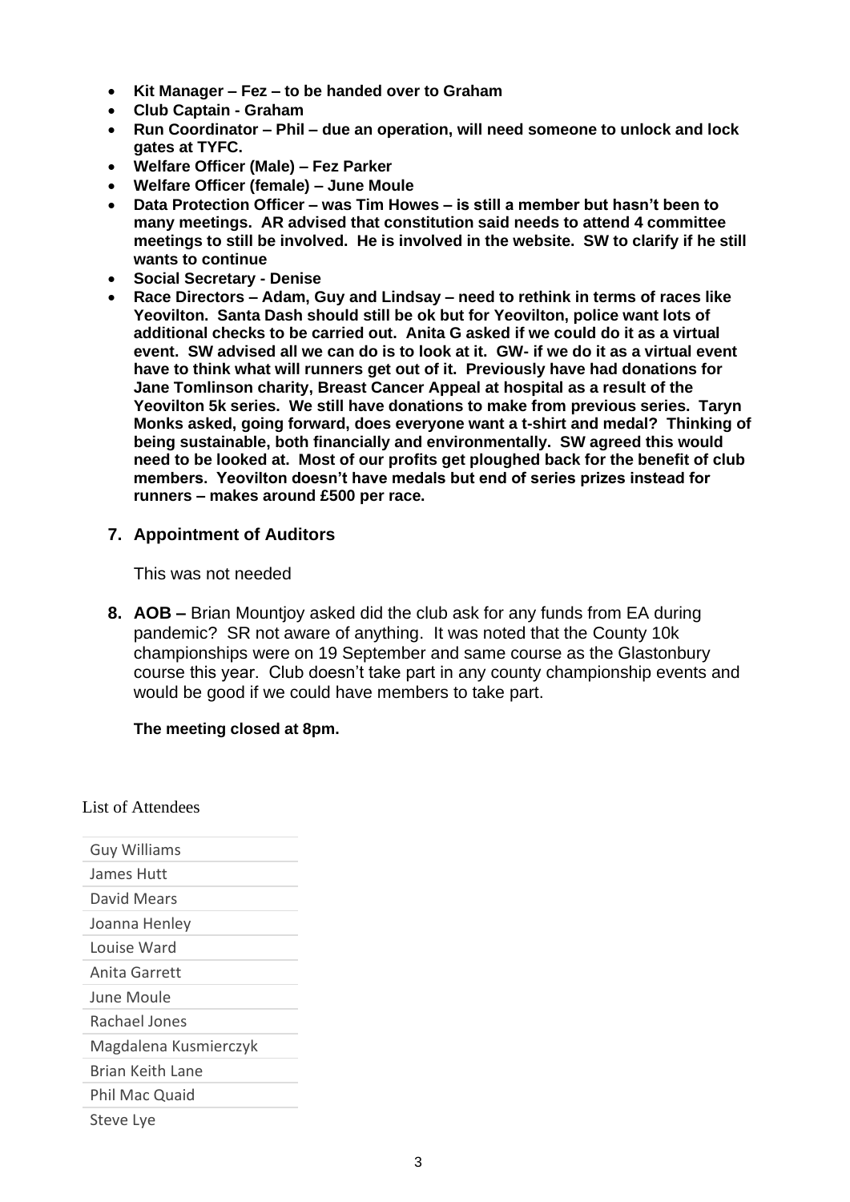- **Kit Manager – Fez – to be handed over to Graham**
- **Club Captain - Graham**
- **Run Coordinator – Phil – due an operation, will need someone to unlock and lock gates at TYFC.**
- **Welfare Officer (Male) – Fez Parker**
- **Welfare Officer (female) – June Moule**
- **Data Protection Officer – was Tim Howes – is still a member but hasn't been to many meetings. AR advised that constitution said needs to attend 4 committee meetings to still be involved. He is involved in the website. SW to clarify if he still wants to continue**
- **Social Secretary - Denise**
- **Race Directors – Adam, Guy and Lindsay – need to rethink in terms of races like Yeovilton. Santa Dash should still be ok but for Yeovilton, police want lots of additional checks to be carried out. Anita G asked if we could do it as a virtual event. SW advised all we can do is to look at it. GW- if we do it as a virtual event have to think what will runners get out of it. Previously have had donations for Jane Tomlinson charity, Breast Cancer Appeal at hospital as a result of the Yeovilton 5k series. We still have donations to make from previous series. Taryn Monks asked, going forward, does everyone want a t-shirt and medal? Thinking of being sustainable, both financially and environmentally. SW agreed this would need to be looked at. Most of our profits get ploughed back for the benefit of club members. Yeovilton doesn't have medals but end of series prizes instead for runners – makes around £500 per race.**

**7. Appointment of Auditors**

This was not needed

**8. AOB –** Brian Mountjoy asked did the club ask for any funds from EA during pandemic? SR not aware of anything. It was noted that the County 10k championships were on 19 September and same course as the Glastonbury course this year. Club doesn't take part in any county championship events and would be good if we could have members to take part.

**The meeting closed at 8pm.**

List of Attendees

| |
|---|
| Guy Williams |
| James Hutt |
| David Mears |
| Joanna Henley |
| Louise Ward |
| Anita Garrett |
| June Moule |
| Rachael Jones |
| Magdalena Kusmierczyk |
| Brian Keith Lane |
| Phil Mac Quaid |
| Steve Lye |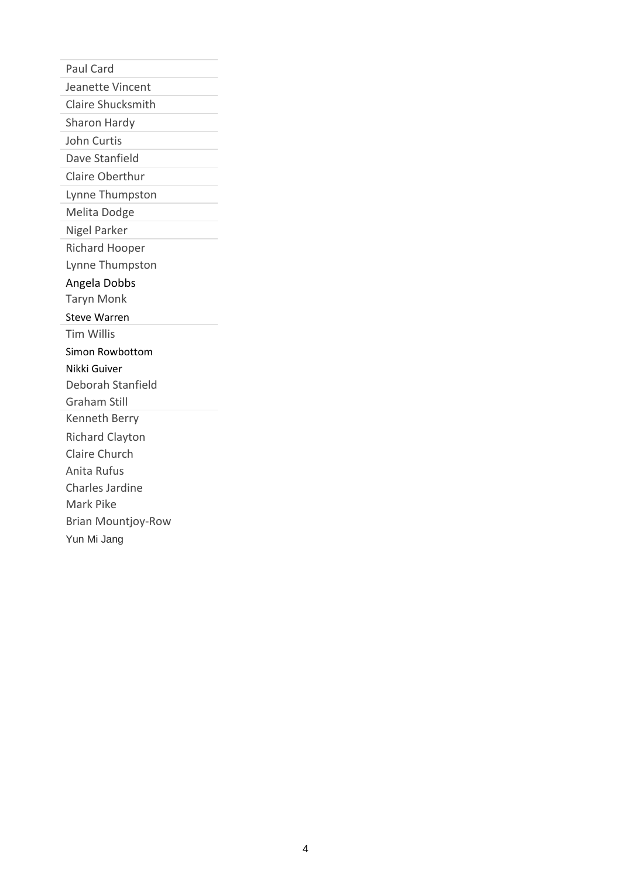Paul Card
Jeanette Vincent
Claire Shucksmith
Sharon Hardy
John Curtis
Dave Stanfield
Claire Oberthur
Lynne Thumpston
Melita Dodge
Nigel Parker
Richard Hooper
Lynne Thumpston
Angela Dobbs
Taryn Monk
Steve Warren
Tim Willis
Simon Rowbottom
Nikki Guiver
Deborah Stanfield
Graham Still
Kenneth Berry
Richard Clayton
Claire Church
Anita Rufus
Charles Jardine
Mark Pike
Brian Mountjoy-Row
Yun Mi Jang